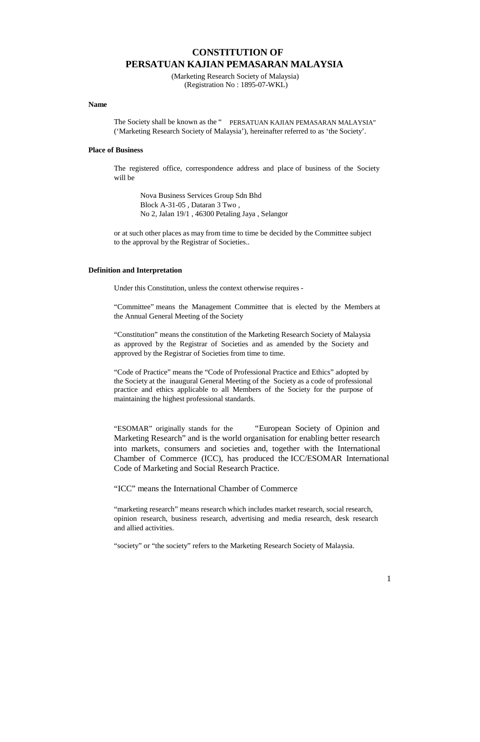# CONSTITUTION OF
# PERSATUAN KAJIAN PEMASARAN MALAYSIA

(Marketing Research Society of Malaysia)
(Registration No : 1895-07-WKL)

**Name**

The Society shall be known as the " PERSATUAN KAJIAN PEMASARAN MALAYSIA" ('Marketing Research Society of Malaysia'), hereinafter referred to as 'the Society'.

**Place of Business**

The registered office, correspondence address and place of business of the Society will be

Nova Business Services Group Sdn Bhd
Block A-31-05 , Dataran 3 Two ,
No 2, Jalan 19/1 , 46300 Petaling Jaya , Selangor

or at such other places as may from time to time be decided by the Committee subject to the approval by the Registrar of Societies..

**Definition and Interpretation**

Under this Constitution, unless the context otherwise requires -

"Committee" means the Management Committee that is elected by the Members at the Annual General Meeting of the Society

"Constitution" means the constitution of the Marketing Research Society of Malaysia as approved by the Registrar of Societies and as amended by the Society and approved by the Registrar of Societies from time to time.

"Code of Practice" means the "Code of Professional Practice and Ethics" adopted by the Society at the inaugural General Meeting of the Society as a code of professional practice and ethics applicable to all Members of the Society for the purpose of maintaining the highest professional standards.

"ESOMAR" originally stands for the "European Society of Opinion and Marketing Research" and is the world organisation for enabling better research into markets, consumers and societies and, together with the International Chamber of Commerce (ICC), has produced the ICC/ESOMAR International Code of Marketing and Social Research Practice.

"ICC" means the International Chamber of Commerce

"marketing research" means research which includes market research, social research, opinion research, business research, advertising and media research, desk research and allied activities.

"society" or "the society" refers to the Marketing Research Society of Malaysia.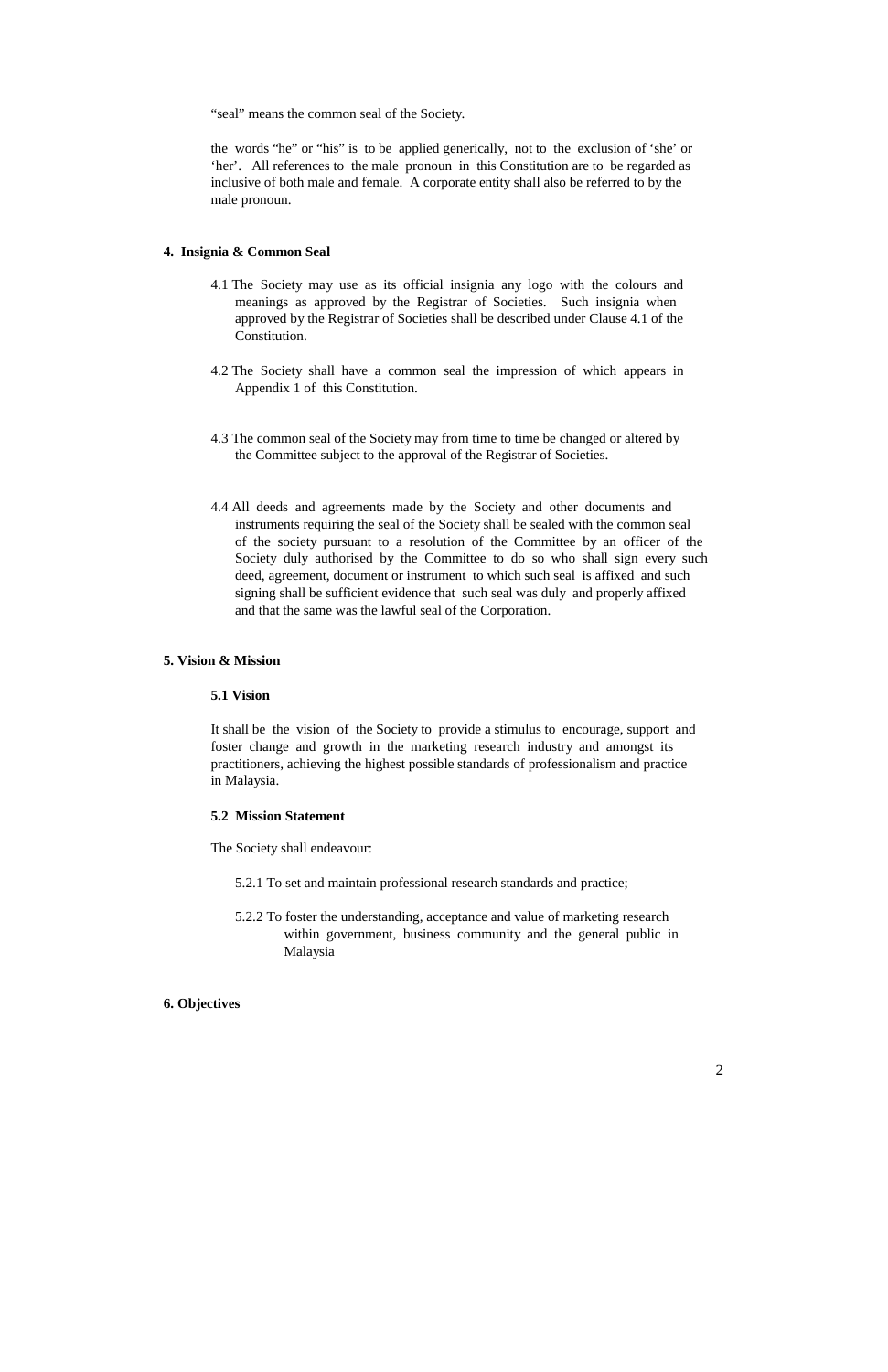“seal” means the common seal of the Society.

the words “he” or “his” is to be applied generically, not to the exclusion of ‘she’ or ‘her’. All references to the male pronoun in this Constitution are to be regarded as inclusive of both male and female. A corporate entity shall also be referred to by the male pronoun.

**4. Insignia & Common Seal**

4.1 The Society may use as its official insignia any logo with the colours and meanings as approved by the Registrar of Societies. Such insignia when approved by the Registrar of Societies shall be described under Clause 4.1 of the Constitution.

4.2 The Society shall have a common seal the impression of which appears in Appendix 1 of this Constitution.

4.3 The common seal of the Society may from time to time be changed or altered by the Committee subject to the approval of the Registrar of Societies.

4.4 All deeds and agreements made by the Society and other documents and instruments requiring the seal of the Society shall be sealed with the common seal of the society pursuant to a resolution of the Committee by an officer of the Society duly authorised by the Committee to do so who shall sign every such deed, agreement, document or instrument to which such seal is affixed and such signing shall be sufficient evidence that such seal was duly and properly affixed and that the same was the lawful seal of the Corporation.

**5. Vision & Mission**

**5.1 Vision**

It shall be the vision of the Society to provide a stimulus to encourage, support and foster change and growth in the marketing research industry and amongst its practitioners, achieving the highest possible standards of professionalism and practice in Malaysia.

**5.2 Mission Statement**

The Society shall endeavour:

5.2.1 To set and maintain professional research standards and practice;

5.2.2 To foster the understanding, acceptance and value of marketing research within government, business community and the general public in Malaysia

**6. Objectives**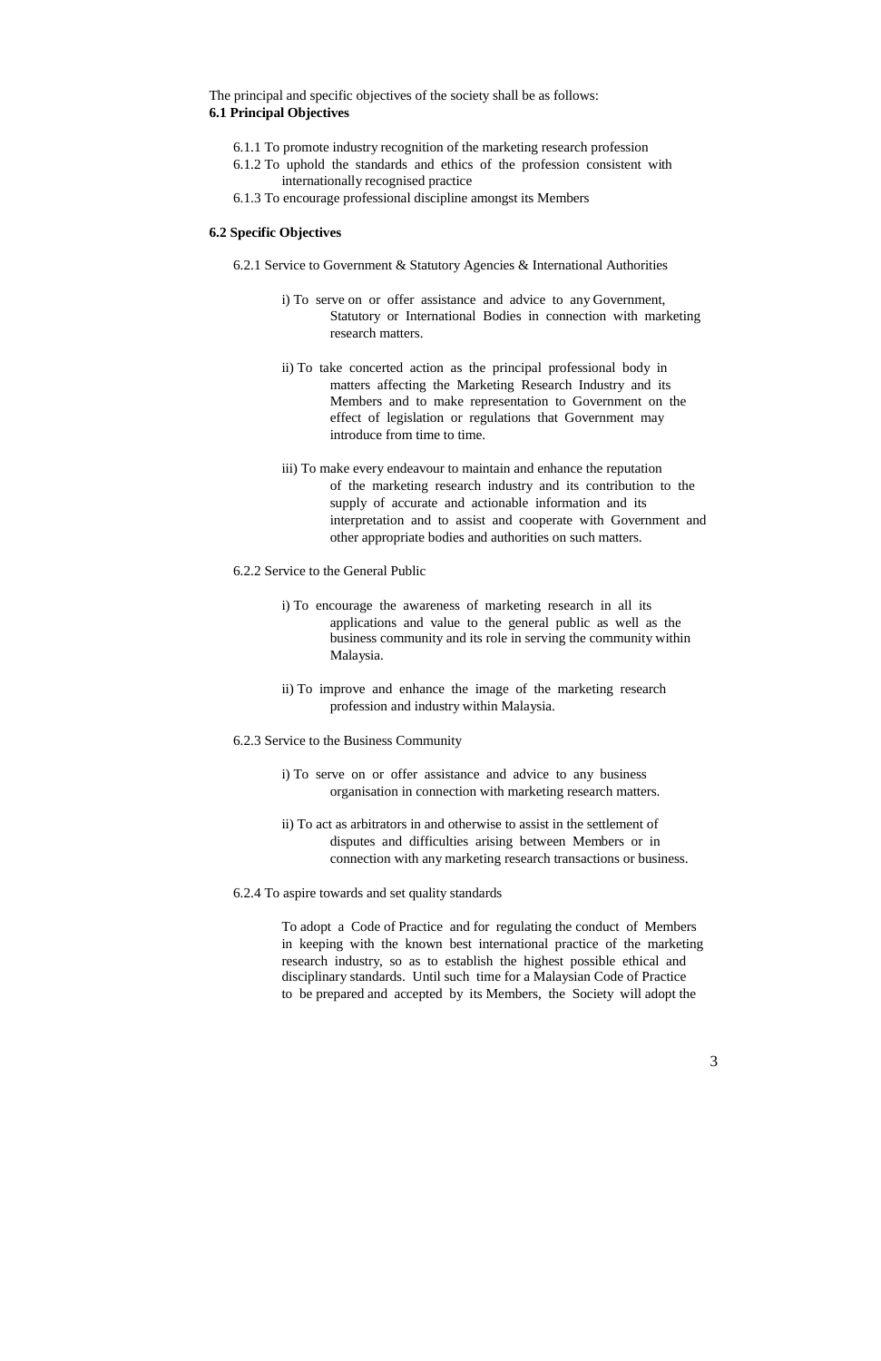The principal and specific objectives of the society shall be as follows:

**6.1 Principal Objectives**

6.1.1 To promote industry recognition of the marketing research profession

6.1.2 To uphold the standards and ethics of the profession consistent with internationally recognised practice

6.1.3 To encourage professional discipline amongst its Members

**6.2 Specific Objectives**

6.2.1 Service to Government & Statutory Agencies & International Authorities

i) To serve on or offer assistance and advice to any Government, Statutory or International Bodies in connection with marketing research matters.

ii) To take concerted action as the principal professional body in matters affecting the Marketing Research Industry and its Members and to make representation to Government on the effect of legislation or regulations that Government may introduce from time to time.

iii) To make every endeavour to maintain and enhance the reputation of the marketing research industry and its contribution to the supply of accurate and actionable information and its interpretation and to assist and cooperate with Government and other appropriate bodies and authorities on such matters.

6.2.2 Service to the General Public

i) To encourage the awareness of marketing research in all its applications and value to the general public as well as the business community and its role in serving the community within Malaysia.

ii) To improve and enhance the image of the marketing research profession and industry within Malaysia.

6.2.3 Service to the Business Community

i) To serve on or offer assistance and advice to any business organisation in connection with marketing research matters.

ii) To act as arbitrators in and otherwise to assist in the settlement of disputes and difficulties arising between Members or in connection with any marketing research transactions or business.

6.2.4 To aspire towards and set quality standards

To adopt a Code of Practice and for regulating the conduct of Members in keeping with the known best international practice of the marketing research industry, so as to establish the highest possible ethical and disciplinary standards. Until such time for a Malaysian Code of Practice to be prepared and accepted by its Members, the Society will adopt the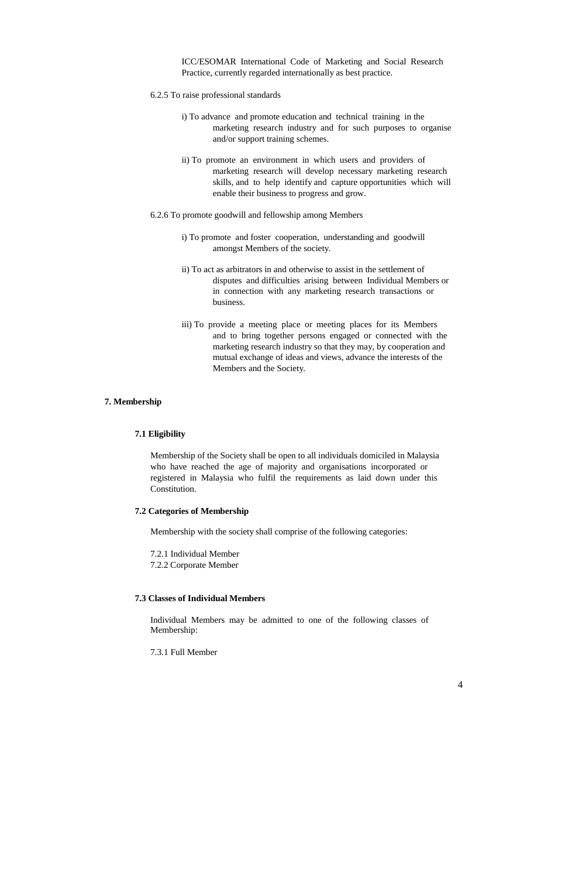ICC/ESOMAR International Code of Marketing and Social Research Practice, currently regarded internationally as best practice.

6.2.5 To raise professional standards

i) To advance and promote education and technical training in the marketing research industry and for such purposes to organise and/or support training schemes.

ii) To promote an environment in which users and providers of marketing research will develop necessary marketing research skills, and to help identify and capture opportunities which will enable their business to progress and grow.

6.2.6 To promote goodwill and fellowship among Members

i) To promote and foster cooperation, understanding and goodwill amongst Members of the society.

ii) To act as arbitrators in and otherwise to assist in the settlement of disputes and difficulties arising between Individual Members or in connection with any marketing research transactions or business.

iii) To provide a meeting place or meeting places for its Members and to bring together persons engaged or connected with the marketing research industry so that they may, by cooperation and mutual exchange of ideas and views, advance the interests of the Members and the Society.

## 7. Membership

### 7.1 Eligibility

Membership of the Society shall be open to all individuals domiciled in Malaysia who have reached the age of majority and organisations incorporated or registered in Malaysia who fulfil the requirements as laid down under this Constitution.

### 7.2 Categories of Membership

Membership with the society shall comprise of the following categories:

7.2.1 Individual Member
7.2.2 Corporate Member

### 7.3 Classes of Individual Members

Individual Members may be admitted to one of the following classes of Membership:

7.3.1 Full Member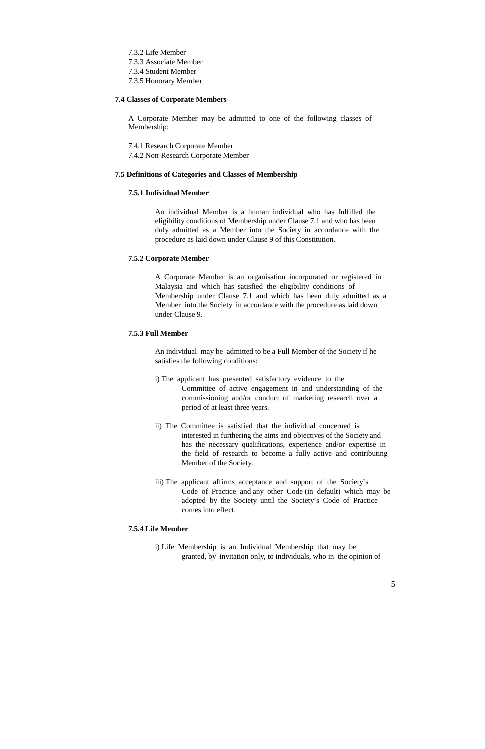7.3.2 Life Member
7.3.3 Associate Member
7.3.4 Student Member
7.3.5 Honorary Member

**7.4 Classes of Corporate Members**

A Corporate Member may be admitted to one of the following classes of Membership:

7.4.1 Research Corporate Member
7.4.2 Non-Research Corporate Member

**7.5 Definitions of Categories and Classes of Membership**

**7.5.1 Individual Member**

An individual Member is a human individual who has fulfilled the eligibility conditions of Membership under Clause 7.1 and who has been duly admitted as a Member into the Society in accordance with the procedure as laid down under Clause 9 of this Constitution.

**7.5.2 Corporate Member**

A Corporate Member is an organisation incorporated or registered in Malaysia and which has satisfied the eligibility conditions of Membership under Clause 7.1 and which has been duly admitted as a Member into the Society in accordance with the procedure as laid down under Clause 9.

**7.5.3 Full Member**

An individual may be admitted to be a Full Member of the Society if he satisfies the following conditions:

i) The applicant has presented satisfactory evidence to the Committee of active engagement in and understanding of the commissioning and/or conduct of marketing research over a period of at least three years.

ii) The Committee is satisfied that the individual concerned is interested in furthering the aims and objectives of the Society and has the necessary qualifications, experience and/or expertise in the field of research to become a fully active and contributing Member of the Society.

iii) The applicant affirms acceptance and support of the Society's Code of Practice and any other Code (in default) which may be adopted by the Society until the Society's Code of Practice comes into effect.

**7.5.4 Life Member**

i) Life Membership is an Individual Membership that may be granted, by invitation only, to individuals, who in the opinion of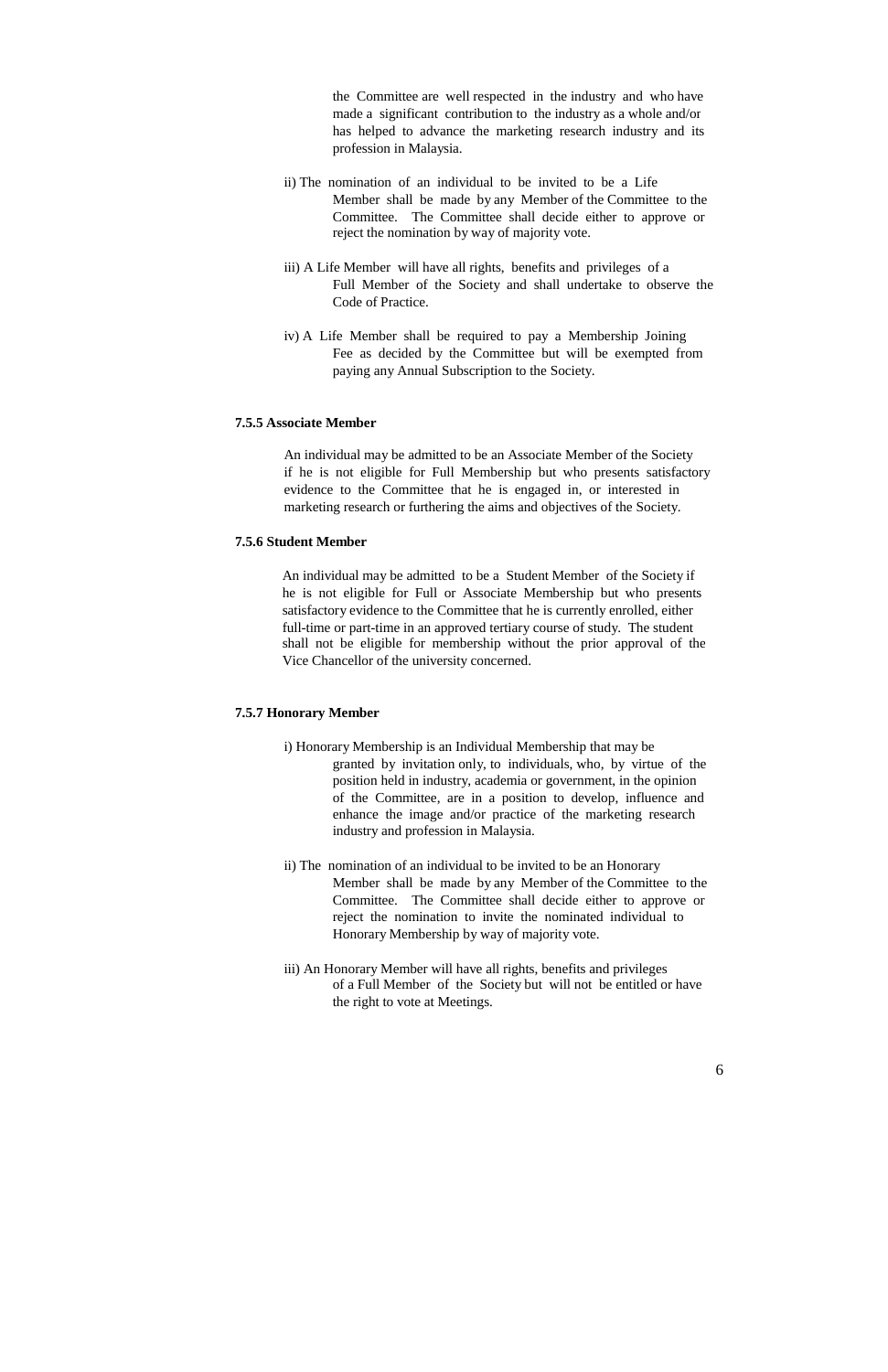the Committee are well respected in the industry and who have made a significant contribution to the industry as a whole and/or has helped to advance the marketing research industry and its profession in Malaysia.

ii) The nomination of an individual to be invited to be a Life Member shall be made by any Member of the Committee to the Committee. The Committee shall decide either to approve or reject the nomination by way of majority vote.

iii) A Life Member will have all rights, benefits and privileges of a Full Member of the Society and shall undertake to observe the Code of Practice.

iv) A Life Member shall be required to pay a Membership Joining Fee as decided by the Committee but will be exempted from paying any Annual Subscription to the Society.

**7.5.5 Associate Member**

An individual may be admitted to be an Associate Member of the Society if he is not eligible for Full Membership but who presents satisfactory evidence to the Committee that he is engaged in, or interested in marketing research or furthering the aims and objectives of the Society.

**7.5.6 Student Member**

An individual may be admitted to be a Student Member of the Society if he is not eligible for Full or Associate Membership but who presents satisfactory evidence to the Committee that he is currently enrolled, either full-time or part-time in an approved tertiary course of study. The student shall not be eligible for membership without the prior approval of the Vice Chancellor of the university concerned.

**7.5.7 Honorary Member**

i) Honorary Membership is an Individual Membership that may be granted by invitation only, to individuals, who, by virtue of the position held in industry, academia or government, in the opinion of the Committee, are in a position to develop, influence and enhance the image and/or practice of the marketing research industry and profession in Malaysia.

ii) The nomination of an individual to be invited to be an Honorary Member shall be made by any Member of the Committee to the Committee. The Committee shall decide either to approve or reject the nomination to invite the nominated individual to Honorary Membership by way of majority vote.

iii) An Honorary Member will have all rights, benefits and privileges of a Full Member of the Society but will not be entitled or have the right to vote at Meetings.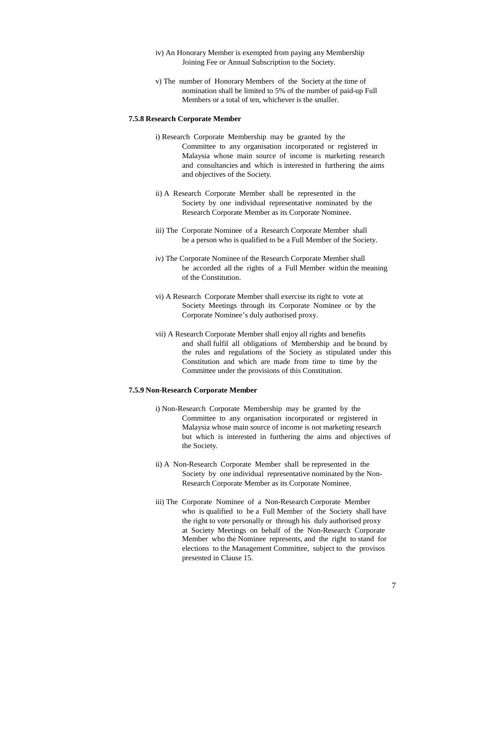iv) An Honorary Member is exempted from paying any Membership Joining Fee or Annual Subscription to the Society.

v) The number of Honorary Members of the Society at the time of nomination shall be limited to 5% of the number of paid-up Full Members or a total of ten, whichever is the smaller.

**7.5.8 Research Corporate Member**

i) Research Corporate Membership may be granted by the Committee to any organisation incorporated or registered in Malaysia whose main source of income is marketing research and consultancies and which is interested in furthering the aims and objectives of the Society.

ii) A Research Corporate Member shall be represented in the Society by one individual representative nominated by the Research Corporate Member as its Corporate Nominee.

iii) The Corporate Nominee of a Research Corporate Member shall be a person who is qualified to be a Full Member of the Society.

iv) The Corporate Nominee of the Research Corporate Member shall be accorded all the rights of a Full Member within the meaning of the Constitution.

vi) A Research Corporate Member shall exercise its right to vote at Society Meetings through its Corporate Nominee or by the Corporate Nominee's duly authorised proxy.

vii) A Research Corporate Member shall enjoy all rights and benefits and shall fulfil all obligations of Membership and be bound by the rules and regulations of the Society as stipulated under this Constitution and which are made from time to time by the Committee under the provisions of this Constitution.

**7.5.9 Non-Research Corporate Member**

i) Non-Research Corporate Membership may be granted by the Committee to any organisation incorporated or registered in Malaysia whose main source of income is not marketing research but which is interested in furthering the aims and objectives of the Society.

ii) A Non-Research Corporate Member shall be represented in the Society by one individual representative nominated by the Non-Research Corporate Member as its Corporate Nominee.

iii) The Corporate Nominee of a Non-Research Corporate Member who is qualified to be a Full Member of the Society shall have the right to vote personally or through his duly authorised proxy at Society Meetings on behalf of the Non-Research Corporate Member who the Nominee represents, and the right to stand for elections to the Management Committee, subject to the provisos presented in Clause 15.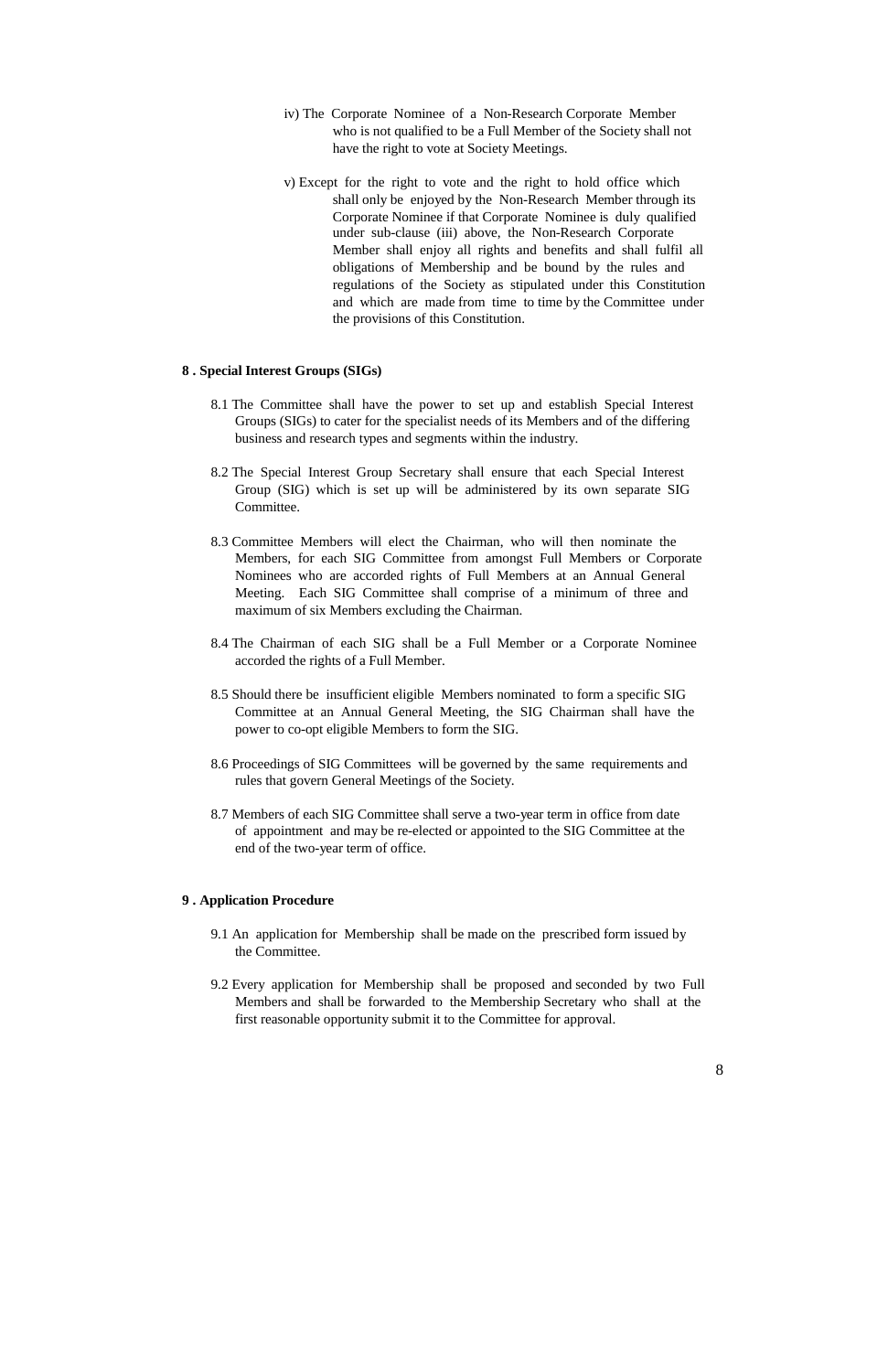iv) The Corporate Nominee of a Non-Research Corporate Member who is not qualified to be a Full Member of the Society shall not have the right to vote at Society Meetings.

v) Except for the right to vote and the right to hold office which shall only be enjoyed by the Non-Research Member through its Corporate Nominee if that Corporate Nominee is duly qualified under sub-clause (iii) above, the Non-Research Corporate Member shall enjoy all rights and benefits and shall fulfil all obligations of Membership and be bound by the rules and regulations of the Society as stipulated under this Constitution and which are made from time to time by the Committee under the provisions of this Constitution.

**8 . Special Interest Groups (SIGs)**

8.1 The Committee shall have the power to set up and establish Special Interest Groups (SIGs) to cater for the specialist needs of its Members and of the differing business and research types and segments within the industry.

8.2 The Special Interest Group Secretary shall ensure that each Special Interest Group (SIG) which is set up will be administered by its own separate SIG Committee.

8.3 Committee Members will elect the Chairman, who will then nominate the Members, for each SIG Committee from amongst Full Members or Corporate Nominees who are accorded rights of Full Members at an Annual General Meeting. Each SIG Committee shall comprise of a minimum of three and maximum of six Members excluding the Chairman.

8.4 The Chairman of each SIG shall be a Full Member or a Corporate Nominee accorded the rights of a Full Member.

8.5 Should there be insufficient eligible Members nominated to form a specific SIG Committee at an Annual General Meeting, the SIG Chairman shall have the power to co-opt eligible Members to form the SIG.

8.6 Proceedings of SIG Committees will be governed by the same requirements and rules that govern General Meetings of the Society.

8.7 Members of each SIG Committee shall serve a two-year term in office from date of appointment and may be re-elected or appointed to the SIG Committee at the end of the two-year term of office.

**9 . Application Procedure**

9.1 An application for Membership shall be made on the prescribed form issued by the Committee.

9.2 Every application for Membership shall be proposed and seconded by two Full Members and shall be forwarded to the Membership Secretary who shall at the first reasonable opportunity submit it to the Committee for approval.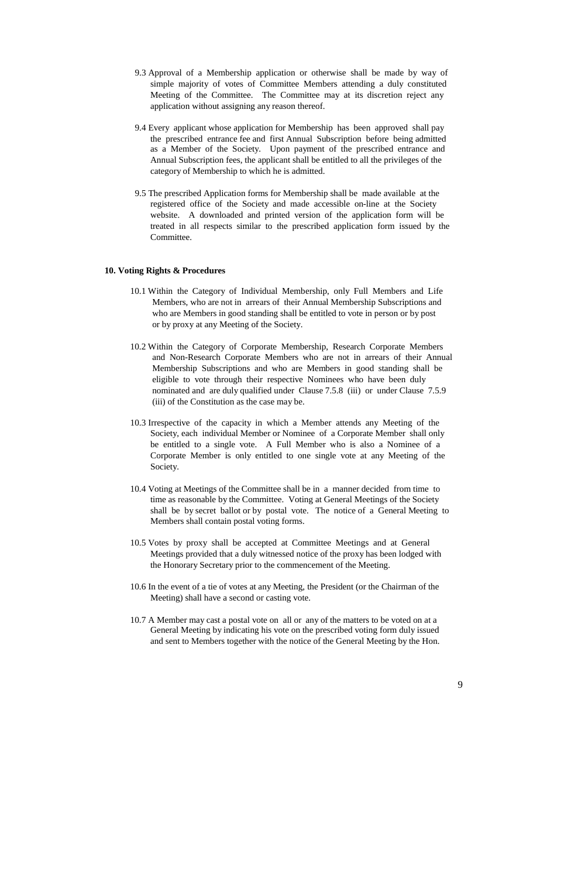9.3 Approval of a Membership application or otherwise shall be made by way of simple majority of votes of Committee Members attending a duly constituted Meeting of the Committee. The Committee may at its discretion reject any application without assigning any reason thereof.

9.4 Every applicant whose application for Membership has been approved shall pay the prescribed entrance fee and first Annual Subscription before being admitted as a Member of the Society. Upon payment of the prescribed entrance and Annual Subscription fees, the applicant shall be entitled to all the privileges of the category of Membership to which he is admitted.

9.5 The prescribed Application forms for Membership shall be made available at the registered office of the Society and made accessible on-line at the Society website. A downloaded and printed version of the application form will be treated in all respects similar to the prescribed application form issued by the Committee.

**10. Voting Rights & Procedures**

10.1 Within the Category of Individual Membership, only Full Members and Life Members, who are not in arrears of their Annual Membership Subscriptions and who are Members in good standing shall be entitled to vote in person or by post or by proxy at any Meeting of the Society.

10.2 Within the Category of Corporate Membership, Research Corporate Members and Non-Research Corporate Members who are not in arrears of their Annual Membership Subscriptions and who are Members in good standing shall be eligible to vote through their respective Nominees who have been duly nominated and are duly qualified under Clause 7.5.8 (iii) or under Clause 7.5.9 (iii) of the Constitution as the case may be.

10.3 Irrespective of the capacity in which a Member attends any Meeting of the Society, each individual Member or Nominee of a Corporate Member shall only be entitled to a single vote. A Full Member who is also a Nominee of a Corporate Member is only entitled to one single vote at any Meeting of the Society.

10.4 Voting at Meetings of the Committee shall be in a manner decided from time to time as reasonable by the Committee. Voting at General Meetings of the Society shall be by secret ballot or by postal vote. The notice of a General Meeting to Members shall contain postal voting forms.

10.5 Votes by proxy shall be accepted at Committee Meetings and at General Meetings provided that a duly witnessed notice of the proxy has been lodged with the Honorary Secretary prior to the commencement of the Meeting.

10.6 In the event of a tie of votes at any Meeting, the President (or the Chairman of the Meeting) shall have a second or casting vote.

10.7 A Member may cast a postal vote on all or any of the matters to be voted on at a General Meeting by indicating his vote on the prescribed voting form duly issued and sent to Members together with the notice of the General Meeting by the Hon.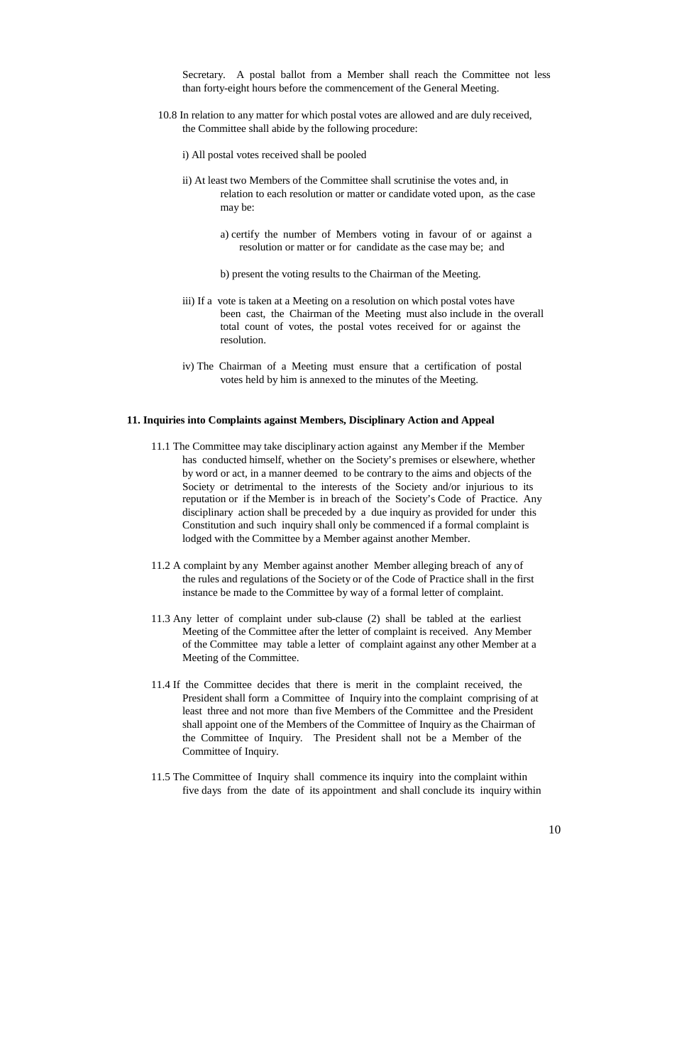Secretary. A postal ballot from a Member shall reach the Committee not less than forty-eight hours before the commencement of the General Meeting.

10.8 In relation to any matter for which postal votes are allowed and are duly received, the Committee shall abide by the following procedure:

i) All postal votes received shall be pooled

ii) At least two Members of the Committee shall scrutinise the votes and, in relation to each resolution or matter or candidate voted upon, as the case may be:

a) certify the number of Members voting in favour of or against a resolution or matter or for candidate as the case may be; and

b) present the voting results to the Chairman of the Meeting.

iii) If a vote is taken at a Meeting on a resolution on which postal votes have been cast, the Chairman of the Meeting must also include in the overall total count of votes, the postal votes received for or against the resolution.

iv) The Chairman of a Meeting must ensure that a certification of postal votes held by him is annexed to the minutes of the Meeting.

**11. Inquiries into Complaints against Members, Disciplinary Action and Appeal**

11.1 The Committee may take disciplinary action against any Member if the Member has conducted himself, whether on the Society's premises or elsewhere, whether by word or act, in a manner deemed to be contrary to the aims and objects of the Society or detrimental to the interests of the Society and/or injurious to its reputation or if the Member is in breach of the Society's Code of Practice. Any disciplinary action shall be preceded by a due inquiry as provided for under this Constitution and such inquiry shall only be commenced if a formal complaint is lodged with the Committee by a Member against another Member.

11.2 A complaint by any Member against another Member alleging breach of any of the rules and regulations of the Society or of the Code of Practice shall in the first instance be made to the Committee by way of a formal letter of complaint.

11.3 Any letter of complaint under sub-clause (2) shall be tabled at the earliest Meeting of the Committee after the letter of complaint is received. Any Member of the Committee may table a letter of complaint against any other Member at a Meeting of the Committee.

11.4 If the Committee decides that there is merit in the complaint received, the President shall form a Committee of Inquiry into the complaint comprising of at least three and not more than five Members of the Committee and the President shall appoint one of the Members of the Committee of Inquiry as the Chairman of the Committee of Inquiry. The President shall not be a Member of the Committee of Inquiry.

11.5 The Committee of Inquiry shall commence its inquiry into the complaint within five days from the date of its appointment and shall conclude its inquiry within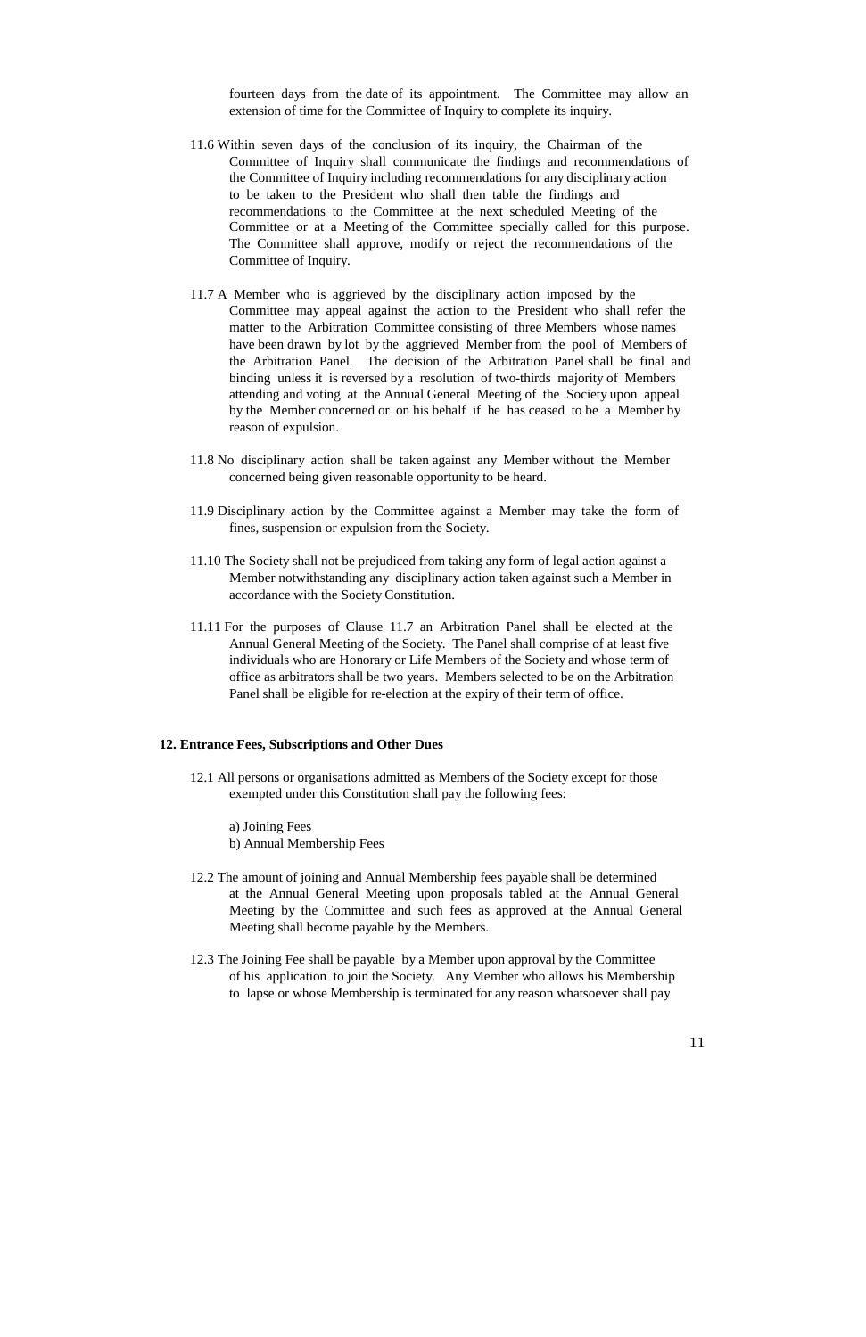fourteen days from the date of its appointment. The Committee may allow an extension of time for the Committee of Inquiry to complete its inquiry.

11.6 Within seven days of the conclusion of its inquiry, the Chairman of the Committee of Inquiry shall communicate the findings and recommendations of the Committee of Inquiry including recommendations for any disciplinary action to be taken to the President who shall then table the findings and recommendations to the Committee at the next scheduled Meeting of the Committee or at a Meeting of the Committee specially called for this purpose. The Committee shall approve, modify or reject the recommendations of the Committee of Inquiry.

11.7 A Member who is aggrieved by the disciplinary action imposed by the Committee may appeal against the action to the President who shall refer the matter to the Arbitration Committee consisting of three Members whose names have been drawn by lot by the aggrieved Member from the pool of Members of the Arbitration Panel. The decision of the Arbitration Panel shall be final and binding unless it is reversed by a resolution of two-thirds majority of Members attending and voting at the Annual General Meeting of the Society upon appeal by the Member concerned or on his behalf if he has ceased to be a Member by reason of expulsion.

11.8 No disciplinary action shall be taken against any Member without the Member concerned being given reasonable opportunity to be heard.

11.9 Disciplinary action by the Committee against a Member may take the form of fines, suspension or expulsion from the Society.

11.10 The Society shall not be prejudiced from taking any form of legal action against a Member notwithstanding any disciplinary action taken against such a Member in accordance with the Society Constitution.

11.11 For the purposes of Clause 11.7 an Arbitration Panel shall be elected at the Annual General Meeting of the Society. The Panel shall comprise of at least five individuals who are Honorary or Life Members of the Society and whose term of office as arbitrators shall be two years. Members selected to be on the Arbitration Panel shall be eligible for re-election at the expiry of their term of office.

## 12. Entrance Fees, Subscriptions and Other Dues

12.1 All persons or organisations admitted as Members of the Society except for those exempted under this Constitution shall pay the following fees:

a) Joining Fees
b) Annual Membership Fees

12.2 The amount of joining and Annual Membership fees payable shall be determined at the Annual General Meeting upon proposals tabled at the Annual General Meeting by the Committee and such fees as approved at the Annual General Meeting shall become payable by the Members.

12.3 The Joining Fee shall be payable by a Member upon approval by the Committee of his application to join the Society. Any Member who allows his Membership to lapse or whose Membership is terminated for any reason whatsoever shall pay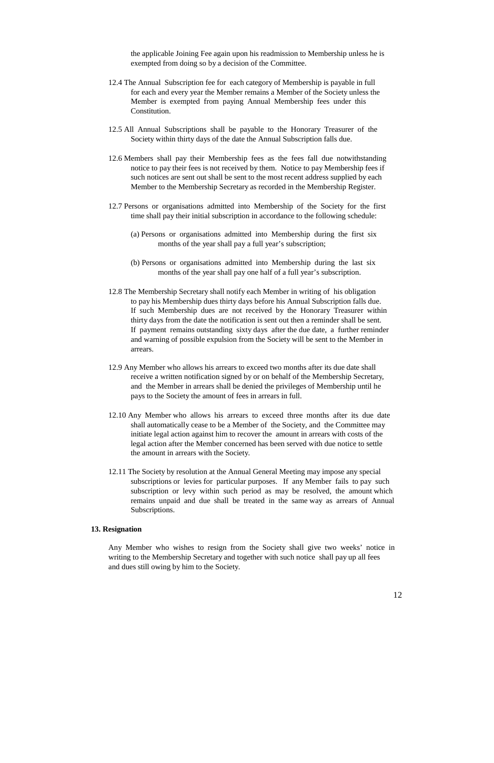the applicable Joining Fee again upon his readmission to Membership unless he is exempted from doing so by a decision of the Committee.

12.4 The Annual Subscription fee for each category of Membership is payable in full for each and every year the Member remains a Member of the Society unless the Member is exempted from paying Annual Membership fees under this Constitution.

12.5 All Annual Subscriptions shall be payable to the Honorary Treasurer of the Society within thirty days of the date the Annual Subscription falls due.

12.6 Members shall pay their Membership fees as the fees fall due notwithstanding notice to pay their fees is not received by them. Notice to pay Membership fees if such notices are sent out shall be sent to the most recent address supplied by each Member to the Membership Secretary as recorded in the Membership Register.

12.7 Persons or organisations admitted into Membership of the Society for the first time shall pay their initial subscription in accordance to the following schedule:

(a) Persons or organisations admitted into Membership during the first six months of the year shall pay a full year's subscription;

(b) Persons or organisations admitted into Membership during the last six months of the year shall pay one half of a full year's subscription.

12.8 The Membership Secretary shall notify each Member in writing of his obligation to pay his Membership dues thirty days before his Annual Subscription falls due. If such Membership dues are not received by the Honorary Treasurer within thirty days from the date the notification is sent out then a reminder shall be sent. If payment remains outstanding sixty days after the due date, a further reminder and warning of possible expulsion from the Society will be sent to the Member in arrears.

12.9 Any Member who allows his arrears to exceed two months after its due date shall receive a written notification signed by or on behalf of the Membership Secretary, and the Member in arrears shall be denied the privileges of Membership until he pays to the Society the amount of fees in arrears in full.

12.10 Any Member who allows his arrears to exceed three months after its due date shall automatically cease to be a Member of the Society, and the Committee may initiate legal action against him to recover the amount in arrears with costs of the legal action after the Member concerned has been served with due notice to settle the amount in arrears with the Society.

12.11 The Society by resolution at the Annual General Meeting may impose any special subscriptions or levies for particular purposes. If any Member fails to pay such subscription or levy within such period as may be resolved, the amount which remains unpaid and due shall be treated in the same way as arrears of Annual Subscriptions.

**13. Resignation**

Any Member who wishes to resign from the Society shall give two weeks' notice in writing to the Membership Secretary and together with such notice shall pay up all fees and dues still owing by him to the Society.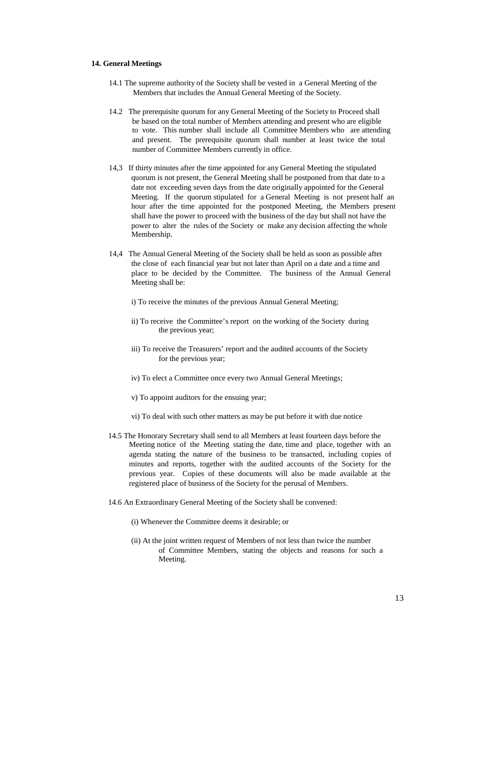**14. General Meetings**

14.1 The supreme authority of the Society shall be vested in a General Meeting of the Members that includes the Annual General Meeting of the Society.

14.2 The prerequisite quorum for any General Meeting of the Society to Proceed shall be based on the total number of Members attending and present who are eligible to vote. This number shall include all Committee Members who are attending and present. The prerequisite quorum shall number at least twice the total number of Committee Members currently in office.

14,3 If thirty minutes after the time appointed for any General Meeting the stipulated quorum is not present, the General Meeting shall be postponed from that date to a date not exceeding seven days from the date originally appointed for the General Meeting. If the quorum stipulated for a General Meeting is not present half an hour after the time appointed for the postponed Meeting, the Members present shall have the power to proceed with the business of the day but shall not have the power to alter the rules of the Society or make any decision affecting the whole Membership.

14,4 The Annual General Meeting of the Society shall be held as soon as possible after the close of each financial year but not later than April on a date and a time and place to be decided by the Committee. The business of the Annual General Meeting shall be:

i) To receive the minutes of the previous Annual General Meeting;

ii) To receive the Committee's report on the working of the Society during the previous year;

iii) To receive the Treasurers' report and the audited accounts of the Society for the previous year;

iv) To elect a Committee once every two Annual General Meetings;

v) To appoint auditors for the ensuing year;

vi) To deal with such other matters as may be put before it with due notice

14.5 The Honorary Secretary shall send to all Members at least fourteen days before the Meeting notice of the Meeting stating the date, time and place, together with an agenda stating the nature of the business to be transacted, including copies of minutes and reports, together with the audited accounts of the Society for the previous year. Copies of these documents will also be made available at the registered place of business of the Society for the perusal of Members.

14.6 An Extraordinary General Meeting of the Society shall be convened:

(i) Whenever the Committee deems it desirable; or

(ii) At the joint written request of Members of not less than twice the number of Committee Members, stating the objects and reasons for such a Meeting.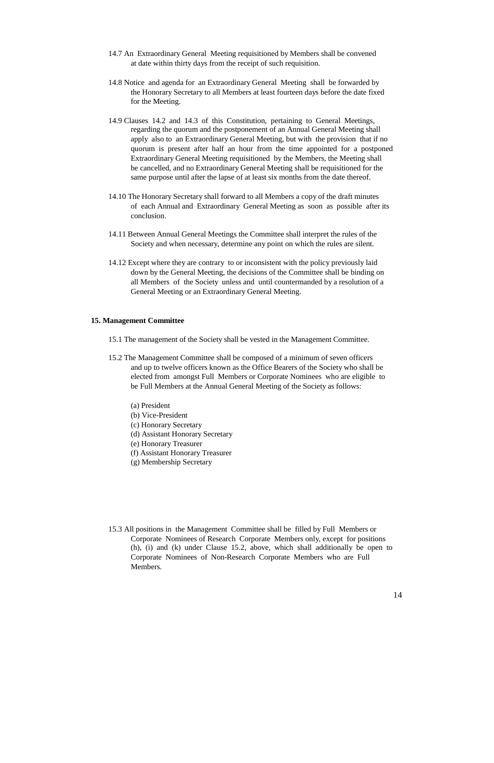14.7 An Extraordinary General Meeting requisitioned by Members shall be convened at date within thirty days from the receipt of such requisition.

14.8 Notice and agenda for an Extraordinary General Meeting shall be forwarded by the Honorary Secretary to all Members at least fourteen days before the date fixed for the Meeting.

14.9 Clauses 14.2 and 14.3 of this Constitution, pertaining to General Meetings, regarding the quorum and the postponement of an Annual General Meeting shall apply also to an Extraordinary General Meeting, but with the provision that if no quorum is present after half an hour from the time appointed for a postponed Extraordinary General Meeting requisitioned by the Members, the Meeting shall be cancelled, and no Extraordinary General Meeting shall be requisitioned for the same purpose until after the lapse of at least six months from the date thereof.

14.10 The Honorary Secretary shall forward to all Members a copy of the draft minutes of each Annual and Extraordinary General Meeting as soon as possible after its conclusion.

14.11 Between Annual General Meetings the Committee shall interpret the rules of the Society and when necessary, determine any point on which the rules are silent.

14.12 Except where they are contrary to or inconsistent with the policy previously laid down by the General Meeting, the decisions of the Committee shall be binding on all Members of the Society unless and until countermanded by a resolution of a General Meeting or an Extraordinary General Meeting.

**15. Management Committee**

15.1 The management of the Society shall be vested in the Management Committee.

15.2 The Management Committee shall be composed of a minimum of seven officers and up to twelve officers known as the Office Bearers of the Society who shall be elected from amongst Full Members or Corporate Nominees who are eligible to be Full Members at the Annual General Meeting of the Society as follows:

(a) President
(b) Vice-President
(c) Honorary Secretary
(d) Assistant Honorary Secretary
(e) Honorary Treasurer
(f) Assistant Honorary Treasurer
(g) Membership Secretary

15.3 All positions in the Management Committee shall be filled by Full Members or Corporate Nominees of Research Corporate Members only, except for positions (h), (i) and (k) under Clause 15.2, above, which shall additionally be open to Corporate Nominees of Non-Research Corporate Members who are Full Members.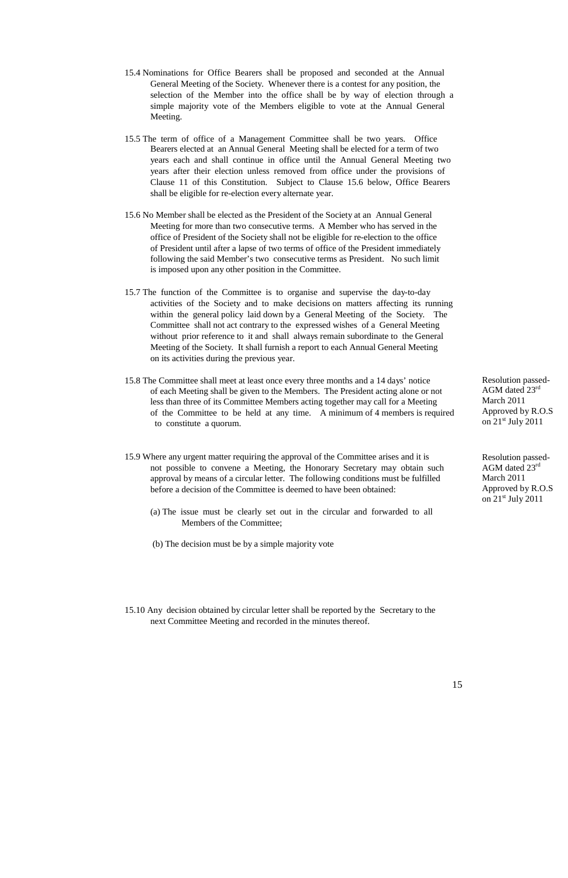15.4 Nominations for Office Bearers shall be proposed and seconded at the Annual General Meeting of the Society. Whenever there is a contest for any position, the selection of the Member into the office shall be by way of election through a simple majority vote of the Members eligible to vote at the Annual General Meeting.

15.5 The term of office of a Management Committee shall be two years. Office Bearers elected at an Annual General Meeting shall be elected for a term of two years each and shall continue in office until the Annual General Meeting two years after their election unless removed from office under the provisions of Clause 11 of this Constitution. Subject to Clause 15.6 below, Office Bearers shall be eligible for re-election every alternate year.

15.6 No Member shall be elected as the President of the Society at an Annual General Meeting for more than two consecutive terms. A Member who has served in the office of President of the Society shall not be eligible for re-election to the office of President until after a lapse of two terms of office of the President immediately following the said Member's two consecutive terms as President. No such limit is imposed upon any other position in the Committee.

15.7 The function of the Committee is to organise and supervise the day-to-day activities of the Society and to make decisions on matters affecting its running within the general policy laid down by a General Meeting of the Society. The Committee shall not act contrary to the expressed wishes of a General Meeting without prior reference to it and shall always remain subordinate to the General Meeting of the Society. It shall furnish a report to each Annual General Meeting on its activities during the previous year.

15.8 The Committee shall meet at least once every three months and a 14 days' notice of each Meeting shall be given to the Members. The President acting alone or not less than three of its Committee Members acting together may call for a Meeting of the Committee to be held at any time. A minimum of 4 members is required to constitute a quorum.

*Resolution passed- AGM dated 23rd March 2011 Approved by R.O.S on 21st July 2011*

15.9 Where any urgent matter requiring the approval of the Committee arises and it is not possible to convene a Meeting, the Honorary Secretary may obtain such approval by means of a circular letter. The following conditions must be fulfilled before a decision of the Committee is deemed to have been obtained:

*Resolution passed- AGM dated 23rd March 2011 Approved by R.O.S on 21st July 2011*

(a) The issue must be clearly set out in the circular and forwarded to all Members of the Committee;

(b) The decision must be by a simple majority vote

15.10 Any decision obtained by circular letter shall be reported by the Secretary to the next Committee Meeting and recorded in the minutes thereof.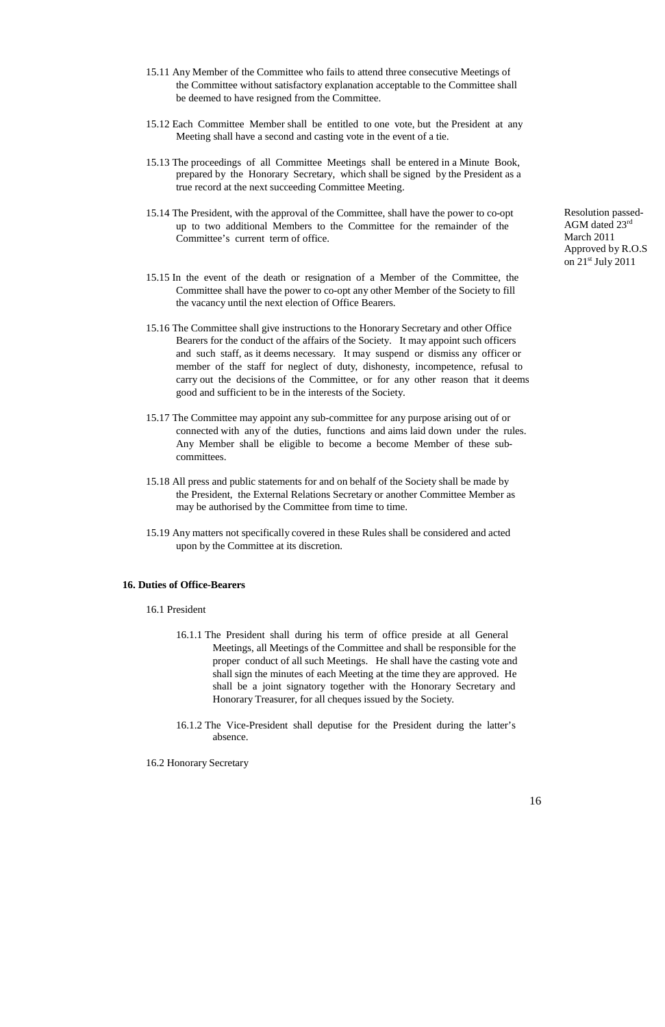15.11 Any Member of the Committee who fails to attend three consecutive Meetings of the Committee without satisfactory explanation acceptable to the Committee shall be deemed to have resigned from the Committee.

15.12 Each Committee Member shall be entitled to one vote, but the President at any Meeting shall have a second and casting vote in the event of a tie.

15.13 The proceedings of all Committee Meetings shall be entered in a Minute Book, prepared by the Honorary Secretary, which shall be signed by the President as a true record at the next succeeding Committee Meeting.

15.14 The President, with the approval of the Committee, shall have the power to co-opt up to two additional Members to the Committee for the remainder of the Committee's current term of office.

Resolution passed- AGM dated 23rd March 2011 Approved by R.O.S on 21st July 2011

15.15 In the event of the death or resignation of a Member of the Committee, the Committee shall have the power to co-opt any other Member of the Society to fill the vacancy until the next election of Office Bearers.

15.16 The Committee shall give instructions to the Honorary Secretary and other Office Bearers for the conduct of the affairs of the Society. It may appoint such officers and such staff, as it deems necessary. It may suspend or dismiss any officer or member of the staff for neglect of duty, dishonesty, incompetence, refusal to carry out the decisions of the Committee, or for any other reason that it deems good and sufficient to be in the interests of the Society.

15.17 The Committee may appoint any sub-committee for any purpose arising out of or connected with any of the duties, functions and aims laid down under the rules. Any Member shall be eligible to become a become Member of these sub-committees.

15.18 All press and public statements for and on behalf of the Society shall be made by the President, the External Relations Secretary or another Committee Member as may be authorised by the Committee from time to time.

15.19 Any matters not specifically covered in these Rules shall be considered and acted upon by the Committee at its discretion.

**16. Duties of Office-Bearers**

16.1 President

16.1.1 The President shall during his term of office preside at all General Meetings, all Meetings of the Committee and shall be responsible for the proper conduct of all such Meetings. He shall have the casting vote and shall sign the minutes of each Meeting at the time they are approved. He shall be a joint signatory together with the Honorary Secretary and Honorary Treasurer, for all cheques issued by the Society.

16.1.2 The Vice-President shall deputise for the President during the latter's absence.

16.2 Honorary Secretary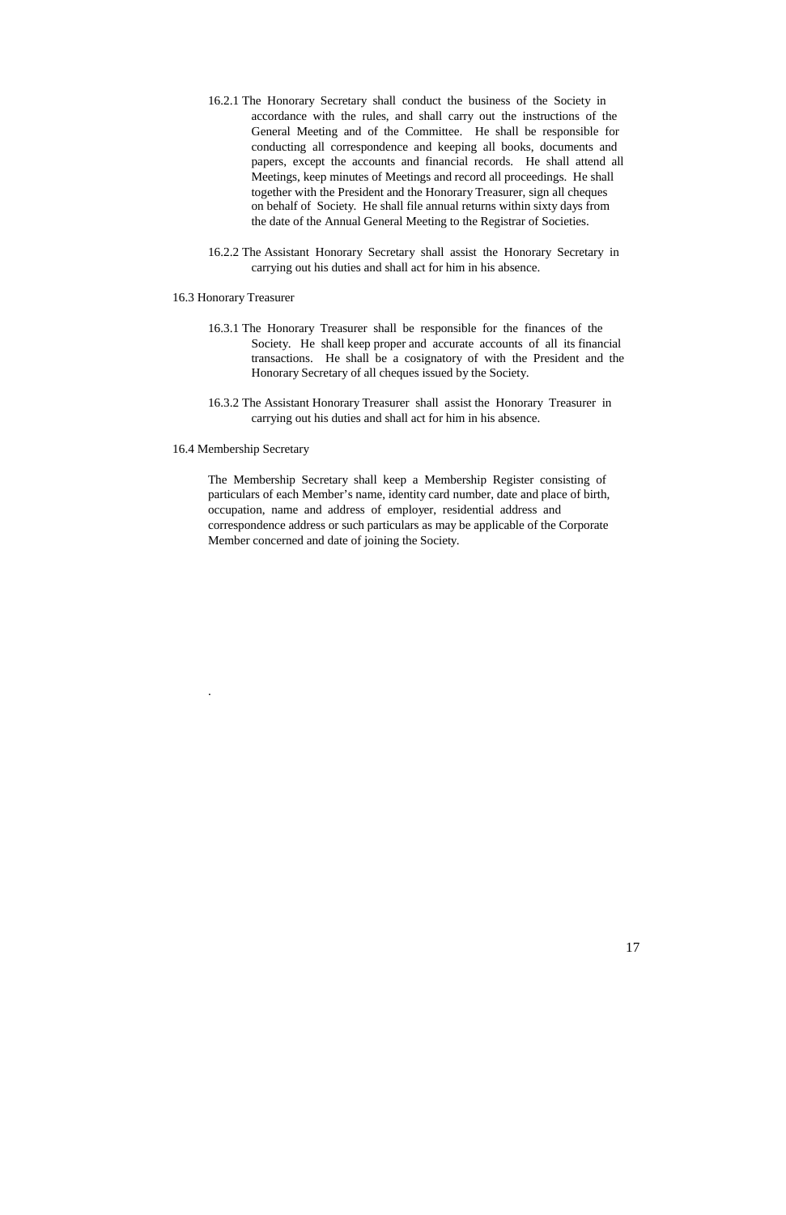16.2.1 The Honorary Secretary shall conduct the business of the Society in accordance with the rules, and shall carry out the instructions of the General Meeting and of the Committee. He shall be responsible for conducting all correspondence and keeping all books, documents and papers, except the accounts and financial records. He shall attend all Meetings, keep minutes of Meetings and record all proceedings. He shall together with the President and the Honorary Treasurer, sign all cheques on behalf of Society. He shall file annual returns within sixty days from the date of the Annual General Meeting to the Registrar of Societies.

16.2.2 The Assistant Honorary Secretary shall assist the Honorary Secretary in carrying out his duties and shall act for him in his absence.

16.3 Honorary Treasurer

16.3.1 The Honorary Treasurer shall be responsible for the finances of the Society. He shall keep proper and accurate accounts of all its financial transactions. He shall be a cosignatory of with the President and the Honorary Secretary of all cheques issued by the Society.

16.3.2 The Assistant Honorary Treasurer shall assist the Honorary Treasurer in carrying out his duties and shall act for him in his absence.

16.4 Membership Secretary

The Membership Secretary shall keep a Membership Register consisting of particulars of each Member's name, identity card number, date and place of birth, occupation, name and address of employer, residential address and correspondence address or such particulars as may be applicable of the Corporate Member concerned and date of joining the Society.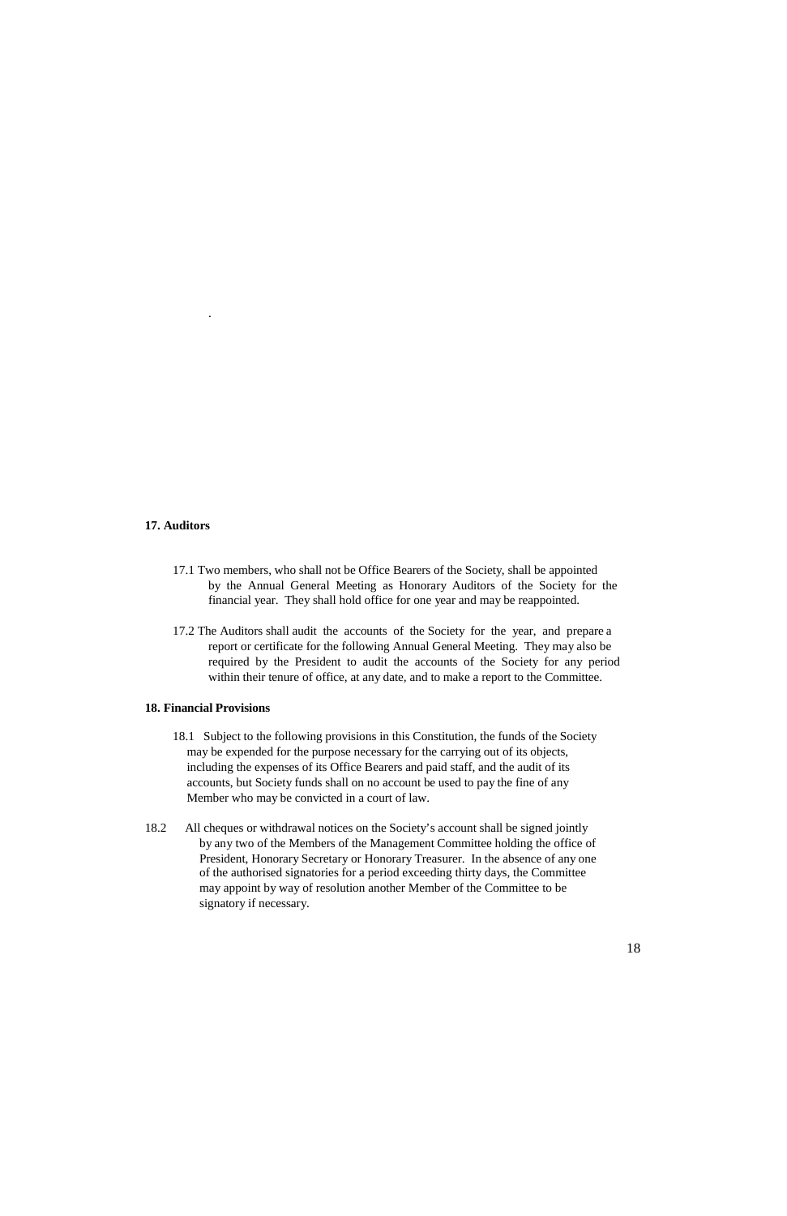**17. Auditors**

17.1 Two members, who shall not be Office Bearers of the Society, shall be appointed by the Annual General Meeting as Honorary Auditors of the Society for the financial year. They shall hold office for one year and may be reappointed.

17.2 The Auditors shall audit the accounts of the Society for the year, and prepare a report or certificate for the following Annual General Meeting. They may also be required by the President to audit the accounts of the Society for any period within their tenure of office, at any date, and to make a report to the Committee.

**18. Financial Provisions**

18.1 Subject to the following provisions in this Constitution, the funds of the Society may be expended for the purpose necessary for the carrying out of its objects, including the expenses of its Office Bearers and paid staff, and the audit of its accounts, but Society funds shall on no account be used to pay the fine of any Member who may be convicted in a court of law.

18.2 All cheques or withdrawal notices on the Society's account shall be signed jointly by any two of the Members of the Management Committee holding the office of President, Honorary Secretary or Honorary Treasurer. In the absence of any one of the authorised signatories for a period exceeding thirty days, the Committee may appoint by way of resolution another Member of the Committee to be signatory if necessary.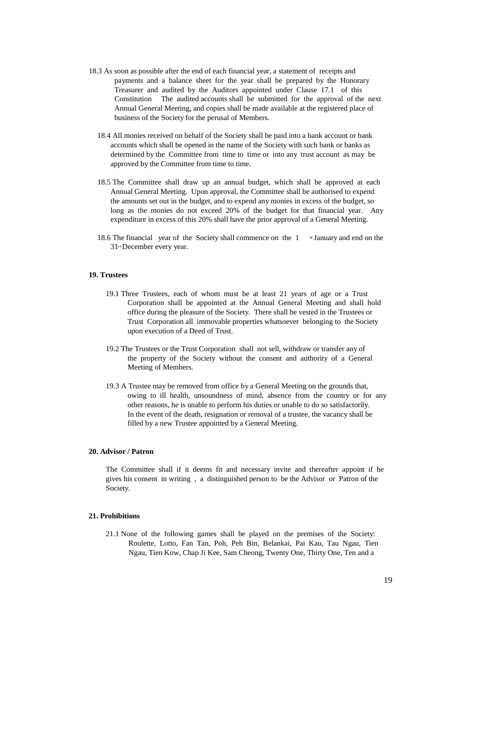18.3 As soon as possible after the end of each financial year, a statement of receipts and payments and a balance sheet for the year shall be prepared by the Honorary Treasurer and audited by the Auditors appointed under Clause 17.1 of this Constitution The audited accounts shall be submitted for the approval of the next Annual General Meeting, and copies shall be made available at the registered place of business of the Society for the perusal of Members.

18.4 All monies received on behalf of the Society shall be paid into a bank account or bank accounts which shall be opened in the name of the Society with such bank or banks as determined by the Committee from time to time or into any trust account as may be approved by the Committee from time to time.

18.5 The Committee shall draw up an annual budget, which shall be approved at each Annual General Meeting. Upon approval, the Committee shall be authorised to expend the amounts set out in the budget, and to expend any monies in excess of the budget, so long as the monies do not exceed 20% of the budget for that financial year. Any expenditure in excess of this 20% shall have the prior approval of a General Meeting.

18.6 The financial year of the Society shall commence on the 1st January and end on the 31st December every year.

**19. Trustees**

19.1 Three Trustees, each of whom must be at least 21 years of age or a Trust Corporation shall be appointed at the Annual General Meeting and shall hold office during the pleasure of the Society. There shall be vested in the Trustees or Trust Corporation all immovable properties whatsoever belonging to the Society upon execution of a Deed of Trust.

19.2 The Trustees or the Trust Corporation shall not sell, withdraw or transfer any of the property of the Society without the consent and authority of a General Meeting of Members.

19.3 A Trustee may be removed from office by a General Meeting on the grounds that, owing to ill health, unsoundness of mind, absence from the country or for any other reasons, he is unable to perform his duties or unable to do so satisfactorily. In the event of the death, resignation or removal of a trustee, the vacancy shall be filled by a new Trustee appointed by a General Meeting.

**20. Advisor / Patron**

The Committee shall if it deems fit and necessary invite and thereafter appoint if he gives his consent in writing , a distinguished person to be the Advisor or Patron of the Society.

**21. Prohibitions**

21.1 None of the following games shall be played on the premises of the Society: Roulette, Lotto, Fan Tan, Poh, Peh Bin, Belankai, Pai Kau, Tau Ngau, Tien Ngau, Tien Kow, Chap Ji Kee, Sam Cheong, Twenty One, Thirty One, Ten and a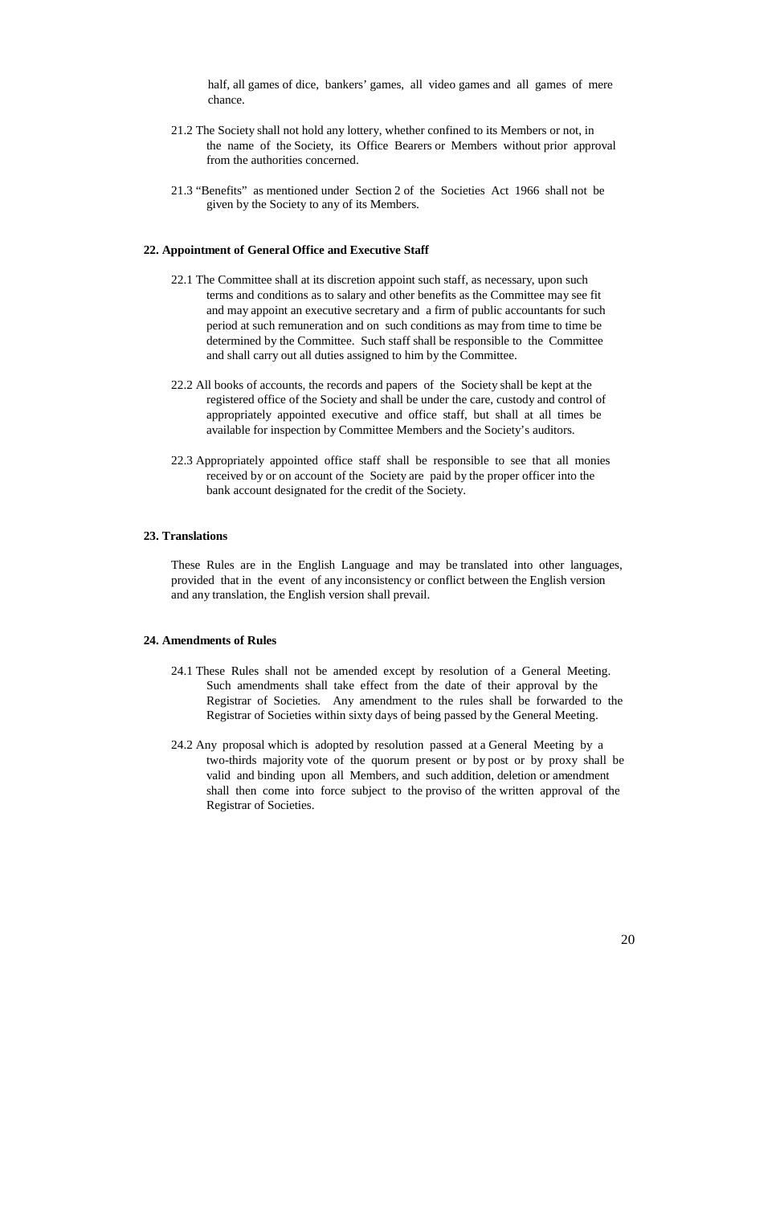half, all games of dice, bankers' games, all video games and all games of mere chance.

21.2 The Society shall not hold any lottery, whether confined to its Members or not, in the name of the Society, its Office Bearers or Members without prior approval from the authorities concerned.

21.3 "Benefits" as mentioned under Section 2 of the Societies Act 1966 shall not be given by the Society to any of its Members.

**22. Appointment of General Office and Executive Staff**

22.1 The Committee shall at its discretion appoint such staff, as necessary, upon such terms and conditions as to salary and other benefits as the Committee may see fit and may appoint an executive secretary and a firm of public accountants for such period at such remuneration and on such conditions as may from time to time be determined by the Committee. Such staff shall be responsible to the Committee and shall carry out all duties assigned to him by the Committee.

22.2 All books of accounts, the records and papers of the Society shall be kept at the registered office of the Society and shall be under the care, custody and control of appropriately appointed executive and office staff, but shall at all times be available for inspection by Committee Members and the Society's auditors.

22.3 Appropriately appointed office staff shall be responsible to see that all monies received by or on account of the Society are paid by the proper officer into the bank account designated for the credit of the Society.

**23. Translations**

These Rules are in the English Language and may be translated into other languages, provided that in the event of any inconsistency or conflict between the English version and any translation, the English version shall prevail.

**24. Amendments of Rules**

24.1 These Rules shall not be amended except by resolution of a General Meeting. Such amendments shall take effect from the date of their approval by the Registrar of Societies. Any amendment to the rules shall be forwarded to the Registrar of Societies within sixty days of being passed by the General Meeting.

24.2 Any proposal which is adopted by resolution passed at a General Meeting by a two-thirds majority vote of the quorum present or by post or by proxy shall be valid and binding upon all Members, and such addition, deletion or amendment shall then come into force subject to the proviso of the written approval of the Registrar of Societies.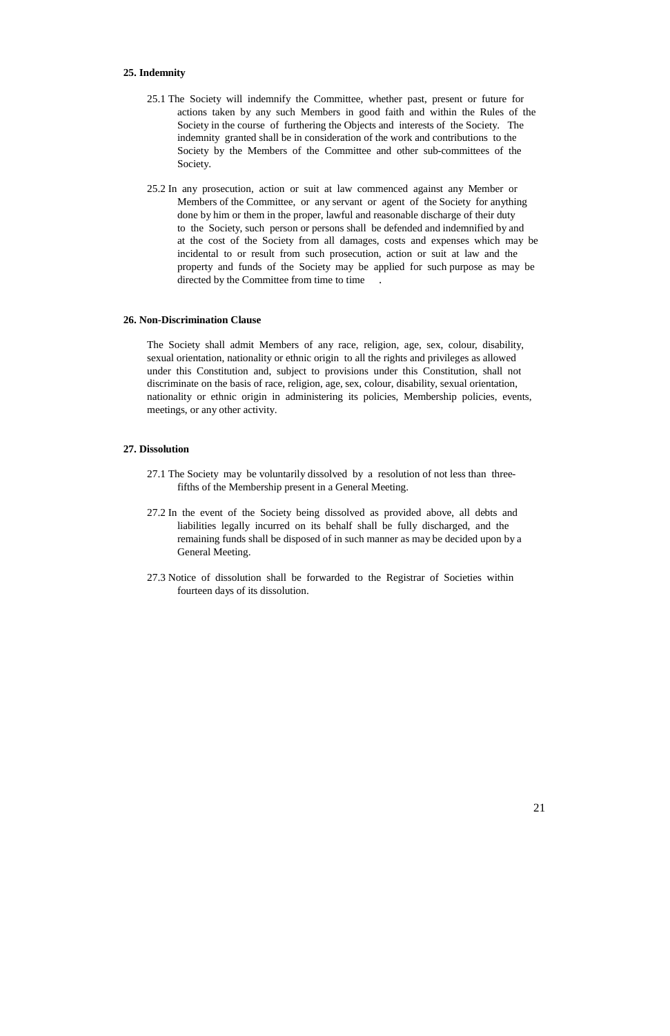**25. Indemnity**

25.1 The Society will indemnify the Committee, whether past, present or future for actions taken by any such Members in good faith and within the Rules of the Society in the course of furthering the Objects and interests of the Society. The indemnity granted shall be in consideration of the work and contributions to the Society by the Members of the Committee and other sub-committees of the Society.

25.2 In any prosecution, action or suit at law commenced against any Member or Members of the Committee, or any servant or agent of the Society for anything done by him or them in the proper, lawful and reasonable discharge of their duty to the Society, such person or persons shall be defended and indemnified by and at the cost of the Society from all damages, costs and expenses which may be incidental to or result from such prosecution, action or suit at law and the property and funds of the Society may be applied for such purpose as may be directed by the Committee from time to time .

**26. Non-Discrimination Clause**

The Society shall admit Members of any race, religion, age, sex, colour, disability, sexual orientation, nationality or ethnic origin to all the rights and privileges as allowed under this Constitution and, subject to provisions under this Constitution, shall not discriminate on the basis of race, religion, age, sex, colour, disability, sexual orientation, nationality or ethnic origin in administering its policies, Membership policies, events, meetings, or any other activity.

**27. Dissolution**

27.1 The Society may be voluntarily dissolved by a resolution of not less than three-fifths of the Membership present in a General Meeting.

27.2 In the event of the Society being dissolved as provided above, all debts and liabilities legally incurred on its behalf shall be fully discharged, and the remaining funds shall be disposed of in such manner as may be decided upon by a General Meeting.

27.3 Notice of dissolution shall be forwarded to the Registrar of Societies within fourteen days of its dissolution.